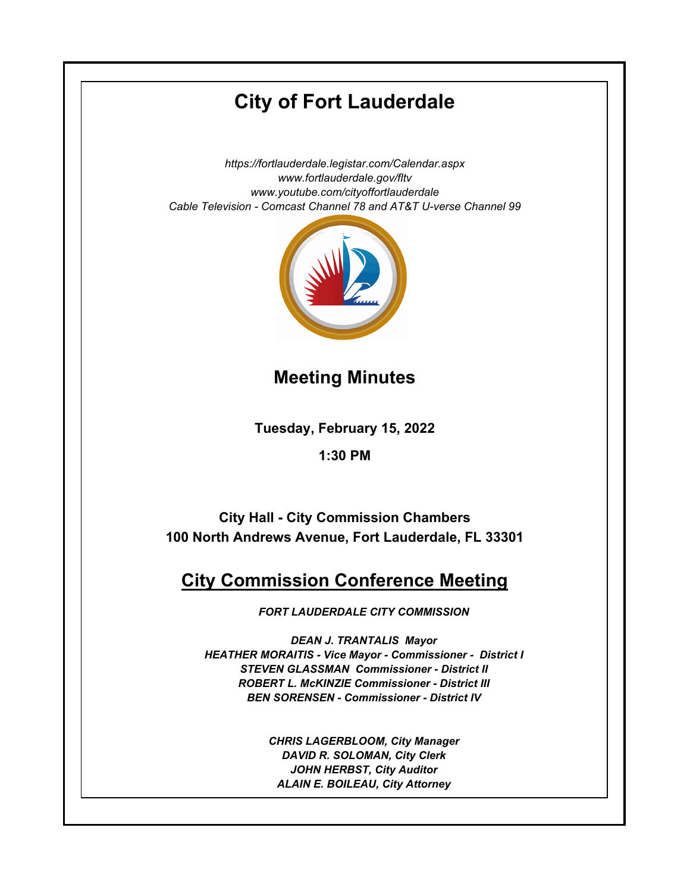# City of Fort Lauderdale

*https://fortlauderdale.legistar.com/Calendar.aspx*
*www.fortlauderdale.gov/fltv*
*www.youtube.com/cityoffortlauderdale*
*Cable Television - Comcast Channel 78 and AT&T U-verse Channel 99*

## Meeting Minutes

**Tuesday, February 15, 2022**

**1:30 PM**

**City Hall - City Commission Chambers**
**100 North Andrews Avenue, Fort Lauderdale, FL 33301**

## City Commission Conference Meeting

***FORT LAUDERDALE CITY COMMISSION***

***DEAN J. TRANTALIS Mayor***
***HEATHER MORAITIS - Vice Mayor - Commissioner - District I***
***STEVEN GLASSMAN Commissioner - District II***
***ROBERT L. McKINZIE Commissioner - District III***
***BEN SORENSEN - Commissioner - District IV***

***CHRIS LAGERBLOOM, City Manager***
***DAVID R. SOLOMAN, City Clerk***
***JOHN HERBST, City Auditor***
***ALAIN E. BOILEAU, City Attorney***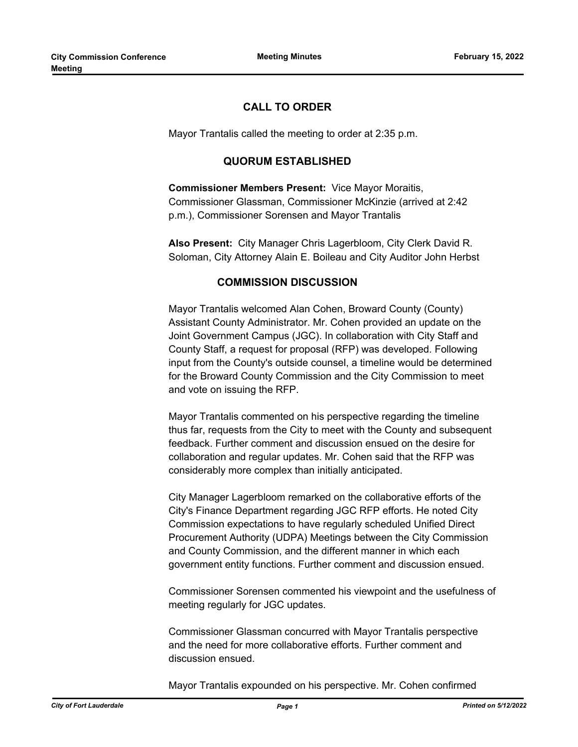## CALL TO ORDER

Mayor Trantalis called the meeting to order at 2:35 p.m.

## QUORUM ESTABLISHED

**Commissioner Members Present:** Vice Mayor Moraitis, Commissioner Glassman, Commissioner McKinzie (arrived at 2:42 p.m.), Commissioner Sorensen and Mayor Trantalis

**Also Present:** City Manager Chris Lagerbloom, City Clerk David R. Soloman, City Attorney Alain E. Boileau and City Auditor John Herbst

## COMMISSION DISCUSSION

Mayor Trantalis welcomed Alan Cohen, Broward County (County) Assistant County Administrator. Mr. Cohen provided an update on the Joint Government Campus (JGC). In collaboration with City Staff and County Staff, a request for proposal (RFP) was developed. Following input from the County's outside counsel, a timeline would be determined for the Broward County Commission and the City Commission to meet and vote on issuing the RFP.

Mayor Trantalis commented on his perspective regarding the timeline thus far, requests from the City to meet with the County and subsequent feedback. Further comment and discussion ensued on the desire for collaboration and regular updates. Mr. Cohen said that the RFP was considerably more complex than initially anticipated.

City Manager Lagerbloom remarked on the collaborative efforts of the City's Finance Department regarding JGC RFP efforts. He noted City Commission expectations to have regularly scheduled Unified Direct Procurement Authority (UDPA) Meetings between the City Commission and County Commission, and the different manner in which each government entity functions. Further comment and discussion ensued.

Commissioner Sorensen commented his viewpoint and the usefulness of meeting regularly for JGC updates.

Commissioner Glassman concurred with Mayor Trantalis perspective and the need for more collaborative efforts. Further comment and discussion ensued.

Mayor Trantalis expounded on his perspective. Mr. Cohen confirmed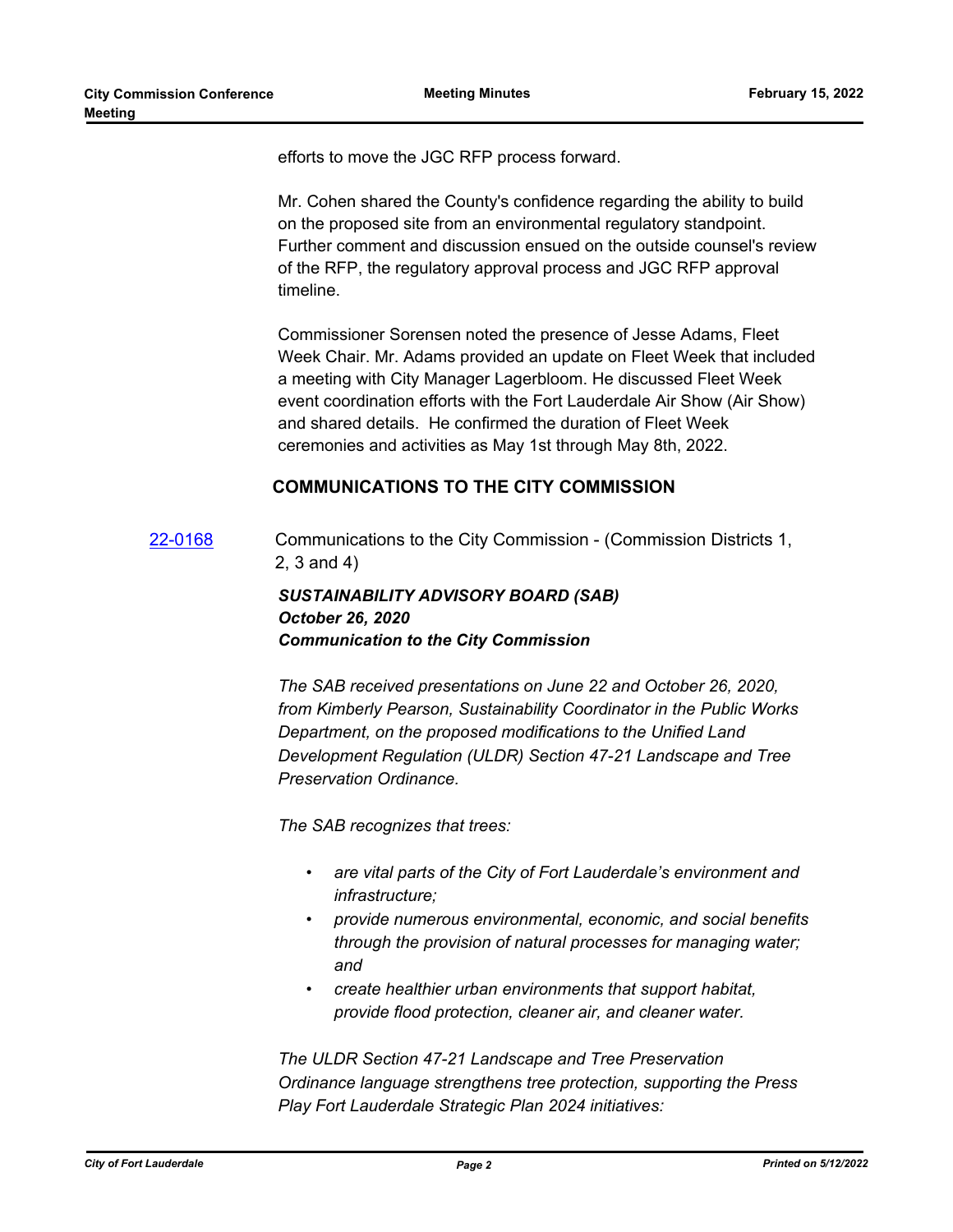efforts to move the JGC RFP process forward.

Mr. Cohen shared the County's confidence regarding the ability to build on the proposed site from an environmental regulatory standpoint. Further comment and discussion ensued on the outside counsel's review of the RFP, the regulatory approval process and JGC RFP approval timeline.

Commissioner Sorensen noted the presence of Jesse Adams, Fleet Week Chair. Mr. Adams provided an update on Fleet Week that included a meeting with City Manager Lagerbloom. He discussed Fleet Week event coordination efforts with the Fort Lauderdale Air Show (Air Show) and shared details. He confirmed the duration of Fleet Week ceremonies and activities as May 1st through May 8th, 2022.

## COMMUNICATIONS TO THE CITY COMMISSION

[22-0168] Communications to the City Commission - (Commission Districts 1, 2, 3 and 4)

***SUSTAINABILITY ADVISORY BOARD (SAB)***
***October 26, 2020***
***Communication to the City Commission***

*The SAB received presentations on June 22 and October 26, 2020, from Kimberly Pearson, Sustainability Coordinator in the Public Works Department, on the proposed modifications to the Unified Land Development Regulation (ULDR) Section 47-21 Landscape and Tree Preservation Ordinance.*

*The SAB recognizes that trees:*

- *are vital parts of the City of Fort Lauderdale's environment and infrastructure;*
- *provide numerous environmental, economic, and social benefits through the provision of natural processes for managing water; and*
- *create healthier urban environments that support habitat, provide flood protection, cleaner air, and cleaner water.*

*The ULDR Section 47-21 Landscape and Tree Preservation Ordinance language strengthens tree protection, supporting the Press Play Fort Lauderdale Strategic Plan 2024 initiatives:*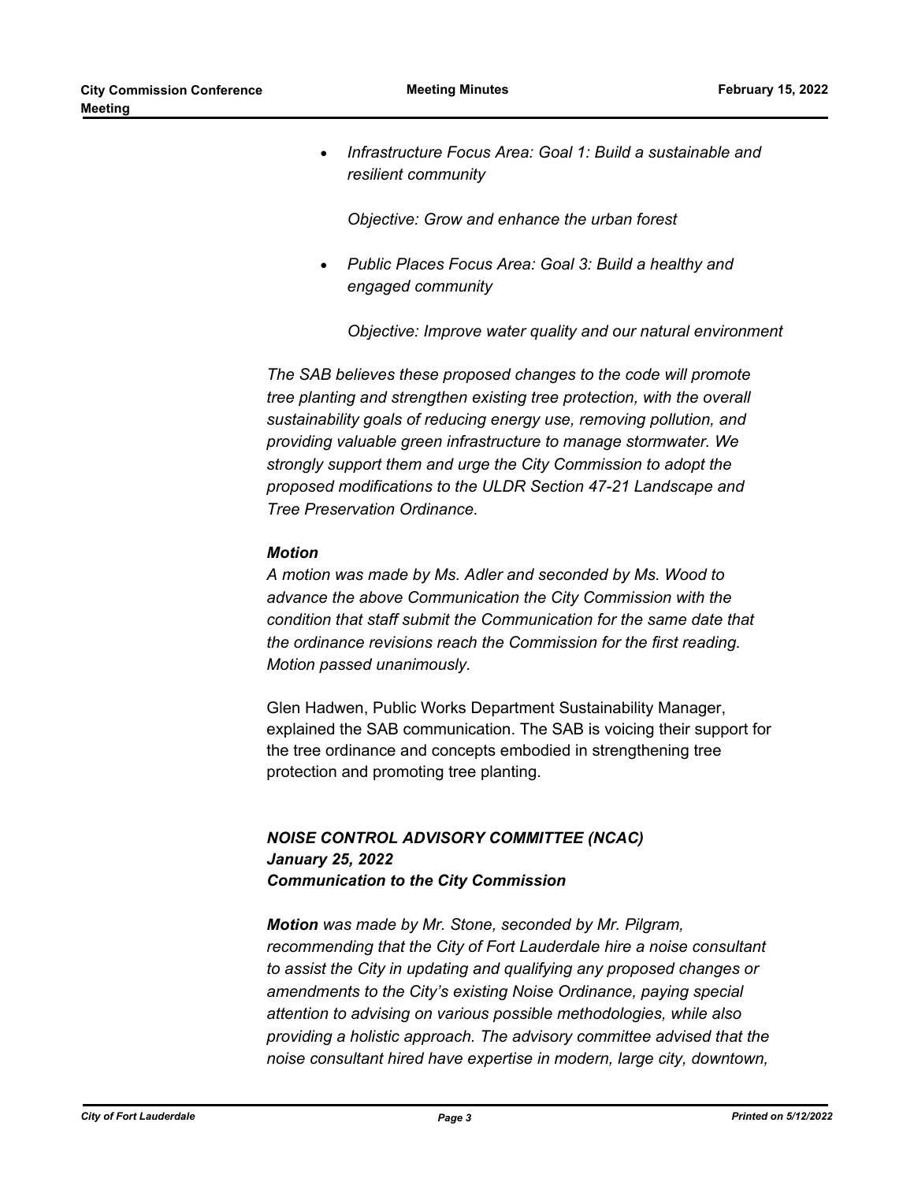- *Infrastructure Focus Area: Goal 1: Build a sustainable and resilient community*

  *Objective: Grow and enhance the urban forest*

- *Public Places Focus Area: Goal 3: Build a healthy and engaged community*

  *Objective: Improve water quality and our natural environment*

*The SAB believes these proposed changes to the code will promote tree planting and strengthen existing tree protection, with the overall sustainability goals of reducing energy use, removing pollution, and providing valuable green infrastructure to manage stormwater. We strongly support them and urge the City Commission to adopt the proposed modifications to the ULDR Section 47-21 Landscape and Tree Preservation Ordinance.*

***Motion***
*A motion was made by Ms. Adler and seconded by Ms. Wood to advance the above Communication the City Commission with the condition that staff submit the Communication for the same date that the ordinance revisions reach the Commission for the first reading. Motion passed unanimously.*

Glen Hadwen, Public Works Department Sustainability Manager, explained the SAB communication. The SAB is voicing their support for the tree ordinance and concepts embodied in strengthening tree protection and promoting tree planting.

***NOISE CONTROL ADVISORY COMMITTEE (NCAC)***
***January 25, 2022***
***Communication to the City Commission***

***Motion*** *was made by Mr. Stone, seconded by Mr. Pilgram, recommending that the City of Fort Lauderdale hire a noise consultant to assist the City in updating and qualifying any proposed changes or amendments to the City's existing Noise Ordinance, paying special attention to advising on various possible methodologies, while also providing a holistic approach. The advisory committee advised that the noise consultant hired have expertise in modern, large city, downtown,*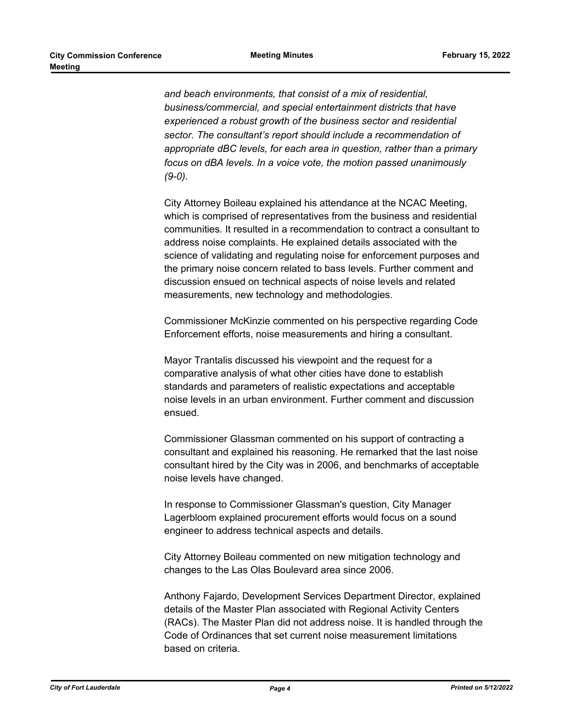*and beach environments, that consist of a mix of residential, business/commercial, and special entertainment districts that have experienced a robust growth of the business sector and residential sector. The consultant's report should include a recommendation of appropriate dBC levels, for each area in question, rather than a primary focus on dBA levels. In a voice vote, the motion passed unanimously (9-0).*

City Attorney Boileau explained his attendance at the NCAC Meeting, which is comprised of representatives from the business and residential communities. It resulted in a recommendation to contract a consultant to address noise complaints. He explained details associated with the science of validating and regulating noise for enforcement purposes and the primary noise concern related to bass levels. Further comment and discussion ensued on technical aspects of noise levels and related measurements, new technology and methodologies.

Commissioner McKinzie commented on his perspective regarding Code Enforcement efforts, noise measurements and hiring a consultant.

Mayor Trantalis discussed his viewpoint and the request for a comparative analysis of what other cities have done to establish standards and parameters of realistic expectations and acceptable noise levels in an urban environment. Further comment and discussion ensued.

Commissioner Glassman commented on his support of contracting a consultant and explained his reasoning. He remarked that the last noise consultant hired by the City was in 2006, and benchmarks of acceptable noise levels have changed.

In response to Commissioner Glassman's question, City Manager Lagerbloom explained procurement efforts would focus on a sound engineer to address technical aspects and details.

City Attorney Boileau commented on new mitigation technology and changes to the Las Olas Boulevard area since 2006.

Anthony Fajardo, Development Services Department Director, explained details of the Master Plan associated with Regional Activity Centers (RACs). The Master Plan did not address noise. It is handled through the Code of Ordinances that set current noise measurement limitations based on criteria.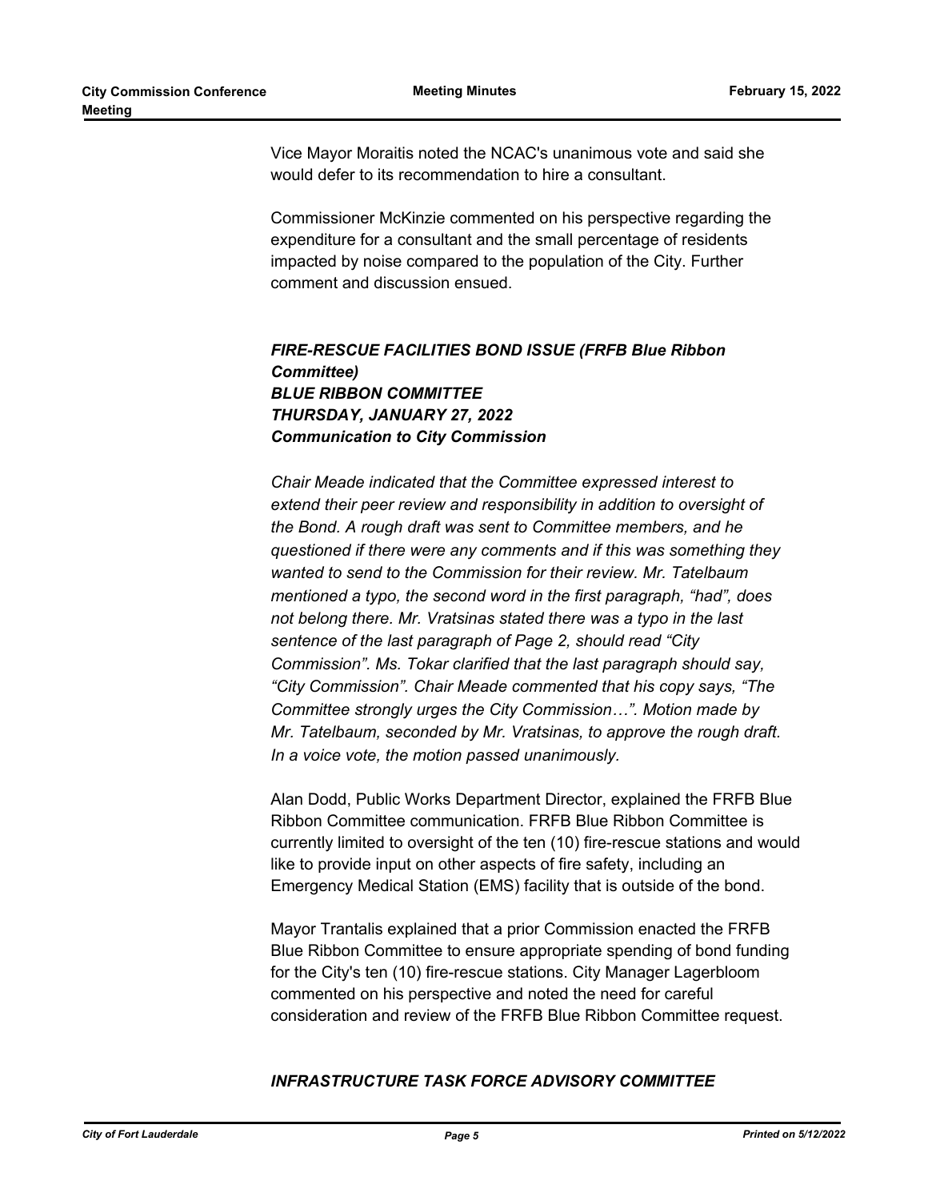Vice Mayor Moraitis noted the NCAC's unanimous vote and said she would defer to its recommendation to hire a consultant.

Commissioner McKinzie commented on his perspective regarding the expenditure for a consultant and the small percentage of residents impacted by noise compared to the population of the City. Further comment and discussion ensued.

***FIRE-RESCUE FACILITIES BOND ISSUE (FRFB Blue Ribbon Committee)***
***BLUE RIBBON COMMITTEE***
***THURSDAY, JANUARY 27, 2022***
***Communication to City Commission***

*Chair Meade indicated that the Committee expressed interest to extend their peer review and responsibility in addition to oversight of the Bond. A rough draft was sent to Committee members, and he questioned if there were any comments and if this was something they wanted to send to the Commission for their review. Mr. Tatelbaum mentioned a typo, the second word in the first paragraph, "had", does not belong there. Mr. Vratsinas stated there was a typo in the last sentence of the last paragraph of Page 2, should read "City Commission". Ms. Tokar clarified that the last paragraph should say, "City Commission". Chair Meade commented that his copy says, "The Committee strongly urges the City Commission…". Motion made by Mr. Tatelbaum, seconded by Mr. Vratsinas, to approve the rough draft. In a voice vote, the motion passed unanimously.*

Alan Dodd, Public Works Department Director, explained the FRFB Blue Ribbon Committee communication. FRFB Blue Ribbon Committee is currently limited to oversight of the ten (10) fire-rescue stations and would like to provide input on other aspects of fire safety, including an Emergency Medical Station (EMS) facility that is outside of the bond.

Mayor Trantalis explained that a prior Commission enacted the FRFB Blue Ribbon Committee to ensure appropriate spending of bond funding for the City's ten (10) fire-rescue stations. City Manager Lagerbloom commented on his perspective and noted the need for careful consideration and review of the FRFB Blue Ribbon Committee request.

***INFRASTRUCTURE TASK FORCE ADVISORY COMMITTEE***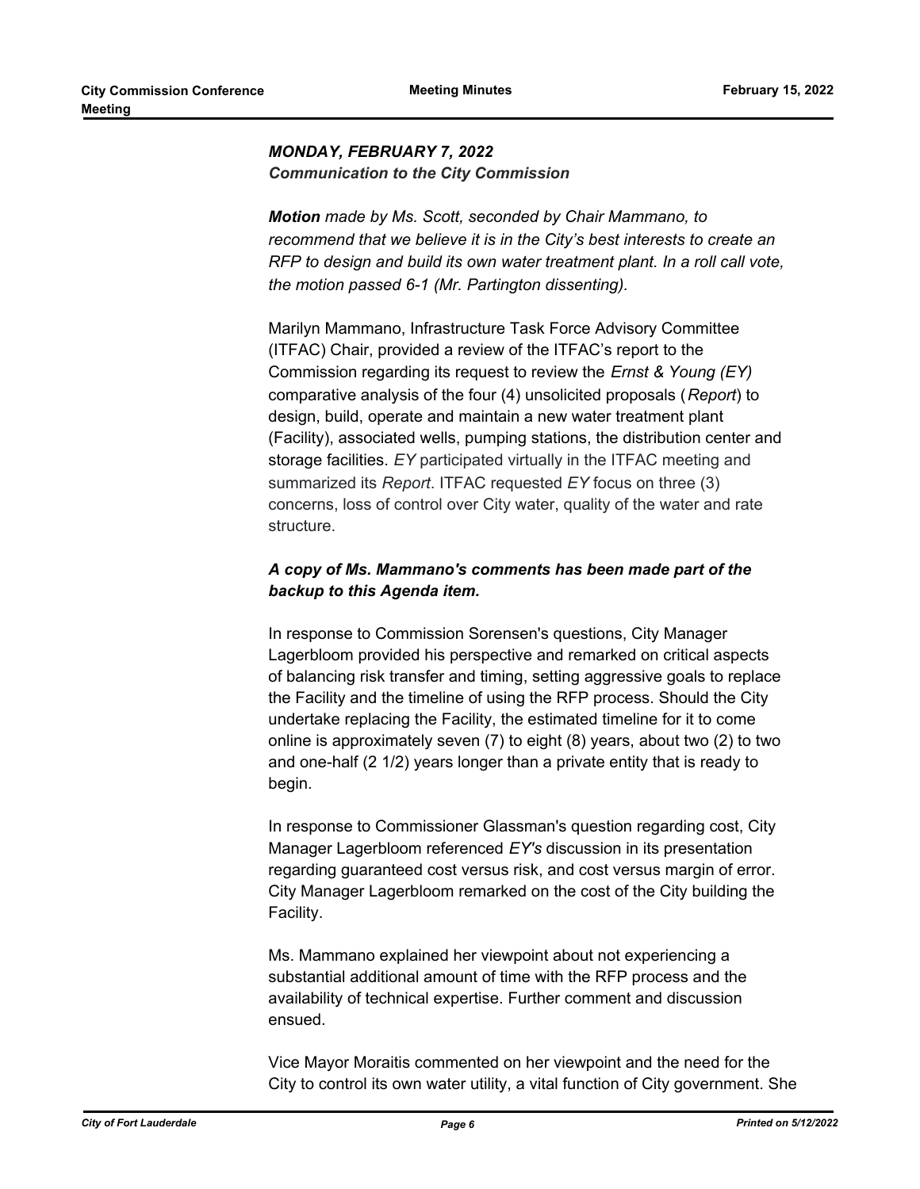***MONDAY, FEBRUARY 7, 2022***
***Communication to the City Commission***

***Motion** made by Ms. Scott, seconded by Chair Mammano, to recommend that we believe it is in the City's best interests to create an RFP to design and build its own water treatment plant. In a roll call vote, the motion passed 6-1 (Mr. Partington dissenting).*

Marilyn Mammano, Infrastructure Task Force Advisory Committee (ITFAC) Chair, provided a review of the ITFAC's report to the Commission regarding its request to review the *Ernst & Young (EY)* comparative analysis of the four (4) unsolicited proposals (*Report*) to design, build, operate and maintain a new water treatment plant (Facility), associated wells, pumping stations, the distribution center and storage facilities. *EY* participated virtually in the ITFAC meeting and summarized its *Report*. ITFAC requested *EY* focus on three (3) concerns, loss of control over City water, quality of the water and rate structure.

***A copy of Ms. Mammano's comments has been made part of the backup to this Agenda item.***

In response to Commission Sorensen's questions, City Manager Lagerbloom provided his perspective and remarked on critical aspects of balancing risk transfer and timing, setting aggressive goals to replace the Facility and the timeline of using the RFP process. Should the City undertake replacing the Facility, the estimated timeline for it to come online is approximately seven (7) to eight (8) years, about two (2) to two and one-half (2 1/2) years longer than a private entity that is ready to begin.

In response to Commissioner Glassman's question regarding cost, City Manager Lagerbloom referenced *EY's* discussion in its presentation regarding guaranteed cost versus risk, and cost versus margin of error. City Manager Lagerbloom remarked on the cost of the City building the Facility.

Ms. Mammano explained her viewpoint about not experiencing a substantial additional amount of time with the RFP process and the availability of technical expertise. Further comment and discussion ensued.

Vice Mayor Moraitis commented on her viewpoint and the need for the City to control its own water utility, a vital function of City government. She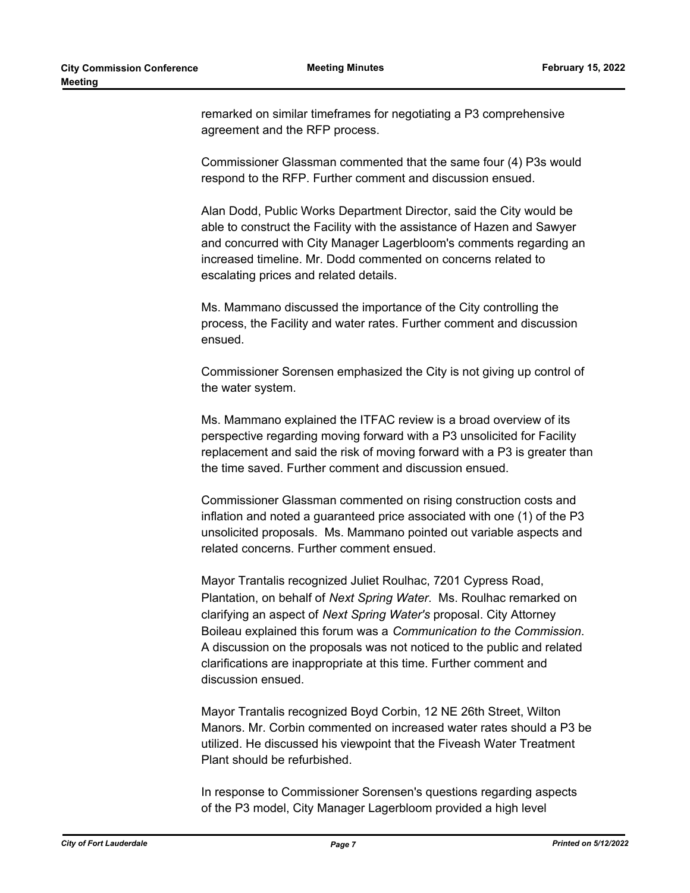remarked on similar timeframes for negotiating a P3 comprehensive agreement and the RFP process.

Commissioner Glassman commented that the same four (4) P3s would respond to the RFP. Further comment and discussion ensued.

Alan Dodd, Public Works Department Director, said the City would be able to construct the Facility with the assistance of Hazen and Sawyer and concurred with City Manager Lagerbloom's comments regarding an increased timeline. Mr. Dodd commented on concerns related to escalating prices and related details.

Ms. Mammano discussed the importance of the City controlling the process, the Facility and water rates. Further comment and discussion ensued.

Commissioner Sorensen emphasized the City is not giving up control of the water system.

Ms. Mammano explained the ITFAC review is a broad overview of its perspective regarding moving forward with a P3 unsolicited for Facility replacement and said the risk of moving forward with a P3 is greater than the time saved. Further comment and discussion ensued.

Commissioner Glassman commented on rising construction costs and inflation and noted a guaranteed price associated with one (1) of the P3 unsolicited proposals. Ms. Mammano pointed out variable aspects and related concerns. Further comment ensued.

Mayor Trantalis recognized Juliet Roulhac, 7201 Cypress Road, Plantation, on behalf of *Next Spring Water*. Ms. Roulhac remarked on clarifying an aspect of *Next Spring Water's* proposal. City Attorney Boileau explained this forum was a *Communication to the Commission*. A discussion on the proposals was not noticed to the public and related clarifications are inappropriate at this time. Further comment and discussion ensued.

Mayor Trantalis recognized Boyd Corbin, 12 NE 26th Street, Wilton Manors. Mr. Corbin commented on increased water rates should a P3 be utilized. He discussed his viewpoint that the Fiveash Water Treatment Plant should be refurbished.

In response to Commissioner Sorensen's questions regarding aspects of the P3 model, City Manager Lagerbloom provided a high level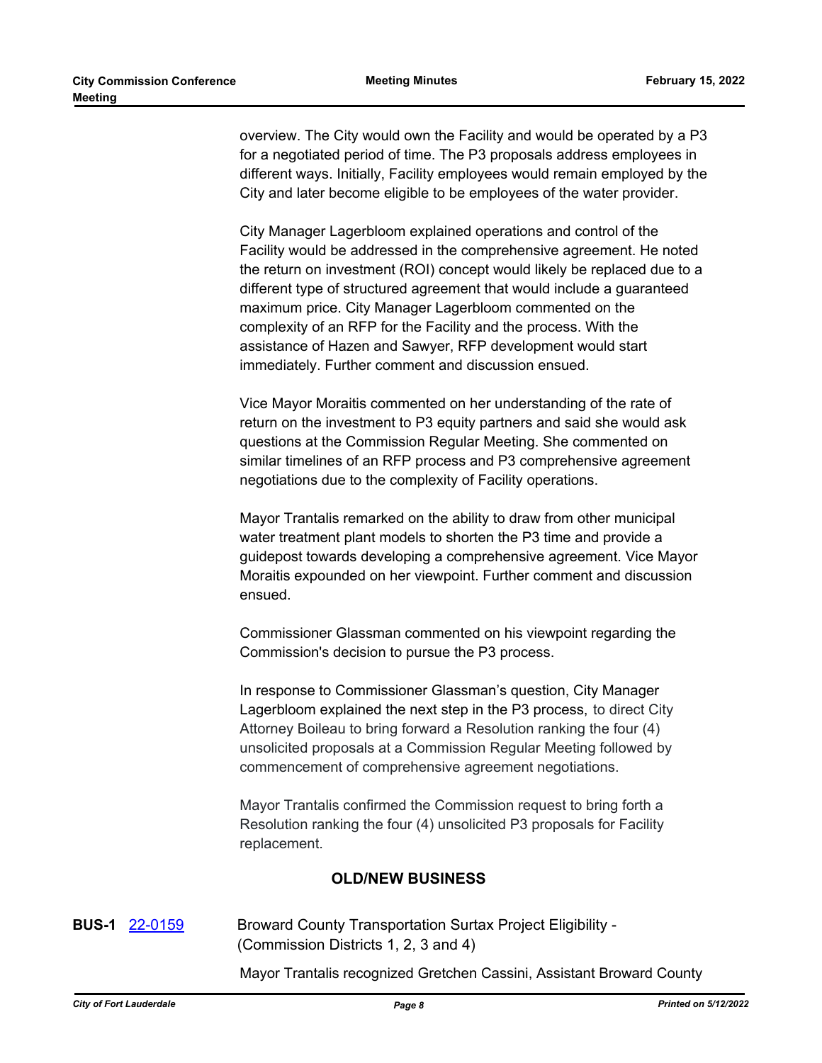overview. The City would own the Facility and would be operated by a P3 for a negotiated period of time. The P3 proposals address employees in different ways. Initially, Facility employees would remain employed by the City and later become eligible to be employees of the water provider.

City Manager Lagerbloom explained operations and control of the Facility would be addressed in the comprehensive agreement. He noted the return on investment (ROI) concept would likely be replaced due to a different type of structured agreement that would include a guaranteed maximum price. City Manager Lagerbloom commented on the complexity of an RFP for the Facility and the process. With the assistance of Hazen and Sawyer, RFP development would start immediately. Further comment and discussion ensued.

Vice Mayor Moraitis commented on her understanding of the rate of return on the investment to P3 equity partners and said she would ask questions at the Commission Regular Meeting. She commented on similar timelines of an RFP process and P3 comprehensive agreement negotiations due to the complexity of Facility operations.

Mayor Trantalis remarked on the ability to draw from other municipal water treatment plant models to shorten the P3 time and provide a guidepost towards developing a comprehensive agreement. Vice Mayor Moraitis expounded on her viewpoint. Further comment and discussion ensued.

Commissioner Glassman commented on his viewpoint regarding the Commission's decision to pursue the P3 process.

In response to Commissioner Glassman's question, City Manager Lagerbloom explained the next step in the P3 process, to direct City Attorney Boileau to bring forward a Resolution ranking the four (4) unsolicited proposals at a Commission Regular Meeting followed by commencement of comprehensive agreement negotiations.

Mayor Trantalis confirmed the Commission request to bring forth a Resolution ranking the four (4) unsolicited P3 proposals for Facility replacement.

## OLD/NEW BUSINESS

**BUS-1** 22-0159 Broward County Transportation Surtax Project Eligibility - (Commission Districts 1, 2, 3 and 4)

Mayor Trantalis recognized Gretchen Cassini, Assistant Broward County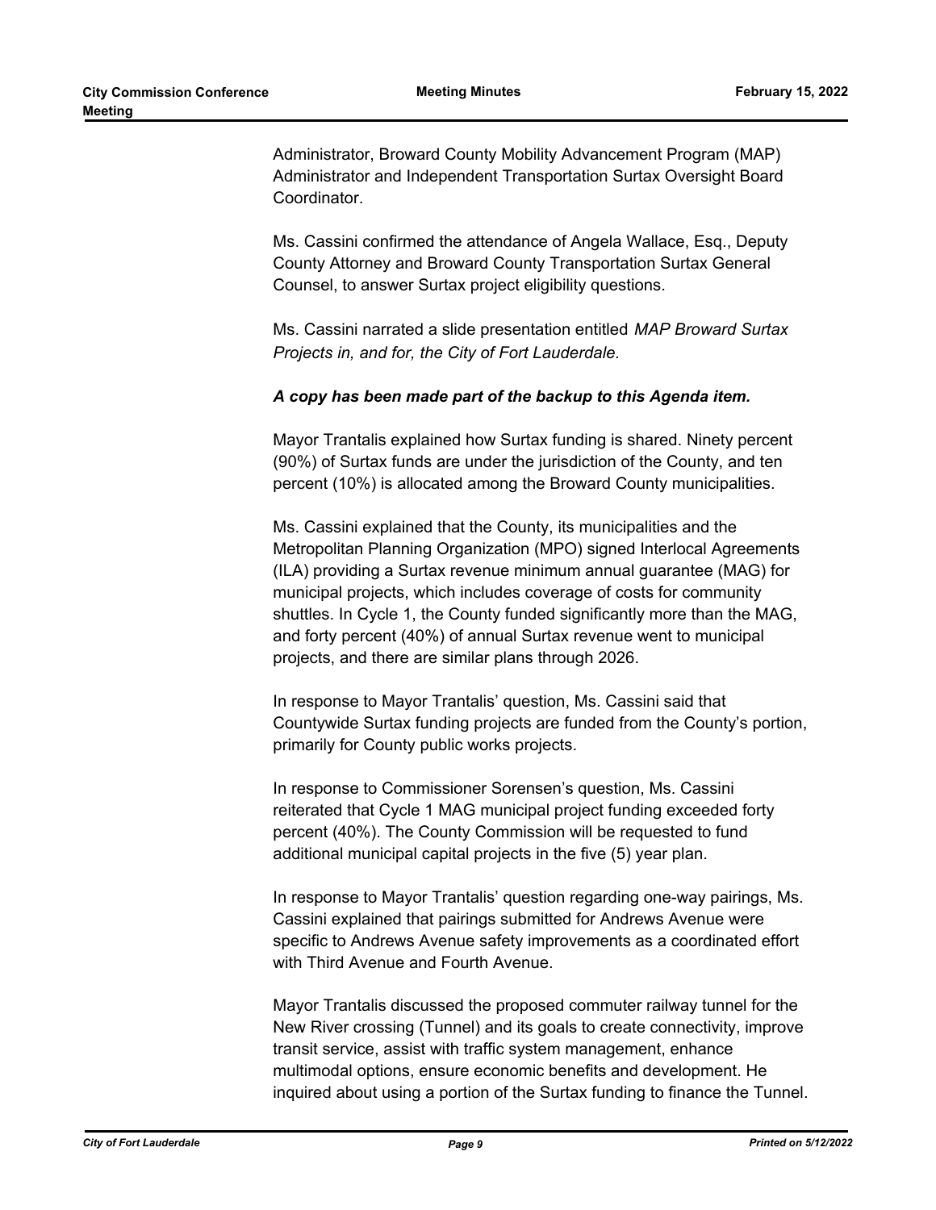Administrator, Broward County Mobility Advancement Program (MAP) Administrator and Independent Transportation Surtax Oversight Board Coordinator.

Ms. Cassini confirmed the attendance of Angela Wallace, Esq., Deputy County Attorney and Broward County Transportation Surtax General Counsel, to answer Surtax project eligibility questions.

Ms. Cassini narrated a slide presentation entitled *MAP Broward Surtax Projects in, and for, the City of Fort Lauderdale.*

***A copy has been made part of the backup to this Agenda item.***

Mayor Trantalis explained how Surtax funding is shared. Ninety percent (90%) of Surtax funds are under the jurisdiction of the County, and ten percent (10%) is allocated among the Broward County municipalities.

Ms. Cassini explained that the County, its municipalities and the Metropolitan Planning Organization (MPO) signed Interlocal Agreements (ILA) providing a Surtax revenue minimum annual guarantee (MAG) for municipal projects, which includes coverage of costs for community shuttles. In Cycle 1, the County funded significantly more than the MAG, and forty percent (40%) of annual Surtax revenue went to municipal projects, and there are similar plans through 2026.

In response to Mayor Trantalis' question, Ms. Cassini said that Countywide Surtax funding projects are funded from the County's portion, primarily for County public works projects.

In response to Commissioner Sorensen's question, Ms. Cassini reiterated that Cycle 1 MAG municipal project funding exceeded forty percent (40%). The County Commission will be requested to fund additional municipal capital projects in the five (5) year plan.

In response to Mayor Trantalis' question regarding one-way pairings, Ms. Cassini explained that pairings submitted for Andrews Avenue were specific to Andrews Avenue safety improvements as a coordinated effort with Third Avenue and Fourth Avenue.

Mayor Trantalis discussed the proposed commuter railway tunnel for the New River crossing (Tunnel) and its goals to create connectivity, improve transit service, assist with traffic system management, enhance multimodal options, ensure economic benefits and development. He inquired about using a portion of the Surtax funding to finance the Tunnel.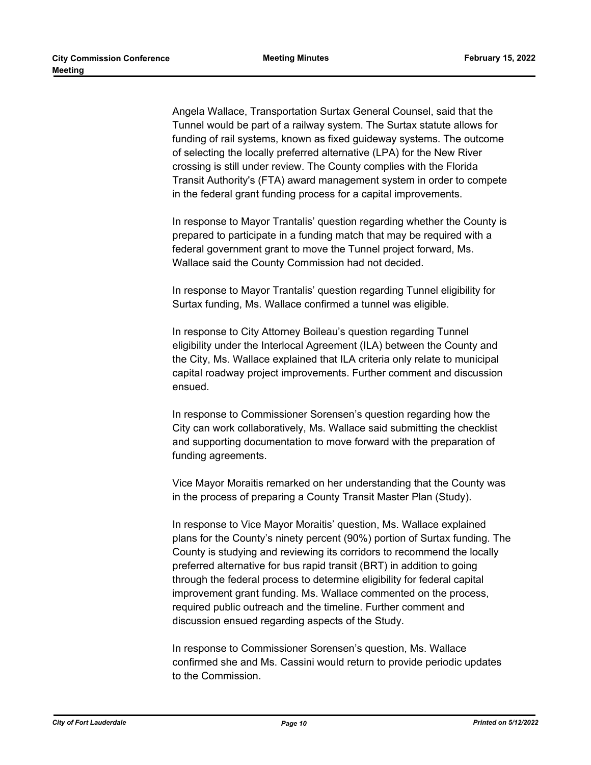Angela Wallace, Transportation Surtax General Counsel, said that the Tunnel would be part of a railway system. The Surtax statute allows for funding of rail systems, known as fixed guideway systems. The outcome of selecting the locally preferred alternative (LPA) for the New River crossing is still under review. The County complies with the Florida Transit Authority's (FTA) award management system in order to compete in the federal grant funding process for a capital improvements.

In response to Mayor Trantalis' question regarding whether the County is prepared to participate in a funding match that may be required with a federal government grant to move the Tunnel project forward, Ms. Wallace said the County Commission had not decided.

In response to Mayor Trantalis' question regarding Tunnel eligibility for Surtax funding, Ms. Wallace confirmed a tunnel was eligible.

In response to City Attorney Boileau's question regarding Tunnel eligibility under the Interlocal Agreement (ILA) between the County and the City, Ms. Wallace explained that ILA criteria only relate to municipal capital roadway project improvements. Further comment and discussion ensued.

In response to Commissioner Sorensen's question regarding how the City can work collaboratively, Ms. Wallace said submitting the checklist and supporting documentation to move forward with the preparation of funding agreements.

Vice Mayor Moraitis remarked on her understanding that the County was in the process of preparing a County Transit Master Plan (Study).

In response to Vice Mayor Moraitis' question, Ms. Wallace explained plans for the County's ninety percent (90%) portion of Surtax funding. The County is studying and reviewing its corridors to recommend the locally preferred alternative for bus rapid transit (BRT) in addition to going through the federal process to determine eligibility for federal capital improvement grant funding. Ms. Wallace commented on the process, required public outreach and the timeline. Further comment and discussion ensued regarding aspects of the Study.

In response to Commissioner Sorensen's question, Ms. Wallace confirmed she and Ms. Cassini would return to provide periodic updates to the Commission.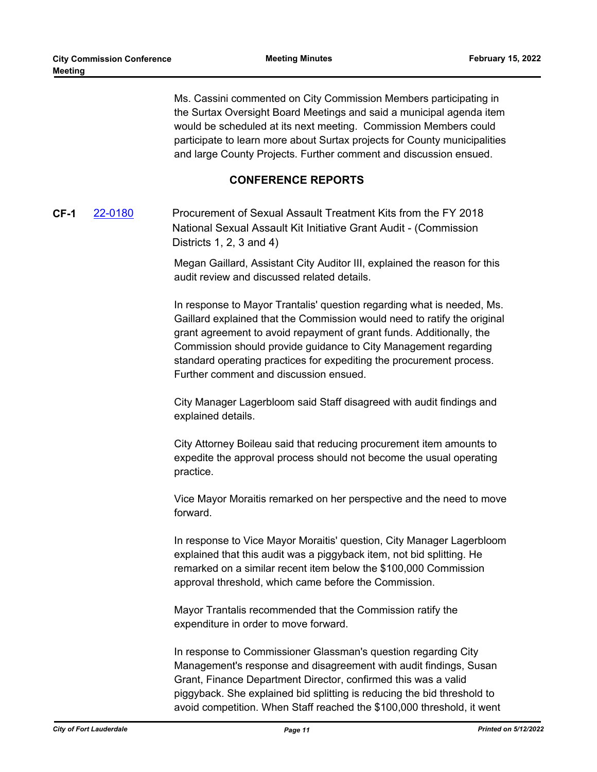Ms. Cassini commented on City Commission Members participating in the Surtax Oversight Board Meetings and said a municipal agenda item would be scheduled at its next meeting. Commission Members could participate to learn more about Surtax projects for County municipalities and large County Projects. Further comment and discussion ensued.

## CONFERENCE REPORTS

**CF-1** 22-0180 Procurement of Sexual Assault Treatment Kits from the FY 2018 National Sexual Assault Kit Initiative Grant Audit - (Commission Districts 1, 2, 3 and 4)

Megan Gaillard, Assistant City Auditor III, explained the reason for this audit review and discussed related details.

In response to Mayor Trantalis' question regarding what is needed, Ms. Gaillard explained that the Commission would need to ratify the original grant agreement to avoid repayment of grant funds. Additionally, the Commission should provide guidance to City Management regarding standard operating practices for expediting the procurement process. Further comment and discussion ensued.

City Manager Lagerbloom said Staff disagreed with audit findings and explained details.

City Attorney Boileau said that reducing procurement item amounts to expedite the approval process should not become the usual operating practice.

Vice Mayor Moraitis remarked on her perspective and the need to move forward.

In response to Vice Mayor Moraitis' question, City Manager Lagerbloom explained that this audit was a piggyback item, not bid splitting. He remarked on a similar recent item below the $100,000 Commission approval threshold, which came before the Commission.

Mayor Trantalis recommended that the Commission ratify the expenditure in order to move forward.

In response to Commissioner Glassman's question regarding City Management's response and disagreement with audit findings, Susan Grant, Finance Department Director, confirmed this was a valid piggyback. She explained bid splitting is reducing the bid threshold to avoid competition. When Staff reached the $100,000 threshold, it went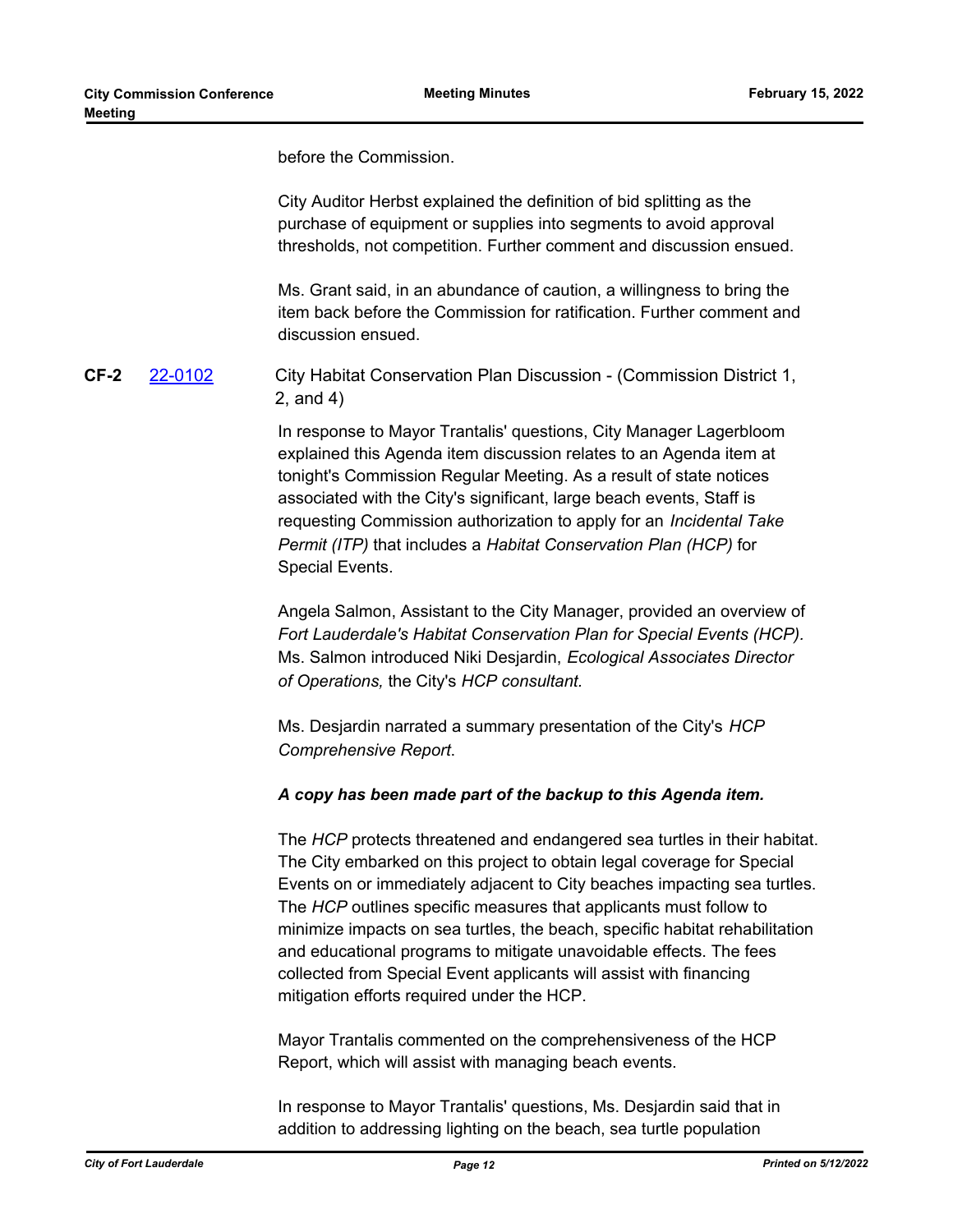before the Commission.

City Auditor Herbst explained the definition of bid splitting as the purchase of equipment or supplies into segments to avoid approval thresholds, not competition. Further comment and discussion ensued.

Ms. Grant said, in an abundance of caution, a willingness to bring the item back before the Commission for ratification. Further comment and discussion ensued.

**CF-2** [22-0102](22-0102) City Habitat Conservation Plan Discussion - (Commission District 1, 2, and 4)

In response to Mayor Trantalis' questions, City Manager Lagerbloom explained this Agenda item discussion relates to an Agenda item at tonight's Commission Regular Meeting. As a result of state notices associated with the City's significant, large beach events, Staff is requesting Commission authorization to apply for an *Incidental Take Permit (ITP)* that includes a *Habitat Conservation Plan (HCP)* for Special Events.

Angela Salmon, Assistant to the City Manager, provided an overview of *Fort Lauderdale's Habitat Conservation Plan for Special Events (HCP).* Ms. Salmon introduced Niki Desjardin, *Ecological Associates Director of Operations,* the City's *HCP consultant.*

Ms. Desjardin narrated a summary presentation of the City's *HCP Comprehensive Report*.

***A copy has been made part of the backup to this Agenda item.***

The *HCP* protects threatened and endangered sea turtles in their habitat. The City embarked on this project to obtain legal coverage for Special Events on or immediately adjacent to City beaches impacting sea turtles. The *HCP* outlines specific measures that applicants must follow to minimize impacts on sea turtles, the beach, specific habitat rehabilitation and educational programs to mitigate unavoidable effects. The fees collected from Special Event applicants will assist with financing mitigation efforts required under the HCP.

Mayor Trantalis commented on the comprehensiveness of the HCP Report, which will assist with managing beach events.

In response to Mayor Trantalis' questions, Ms. Desjardin said that in addition to addressing lighting on the beach, sea turtle population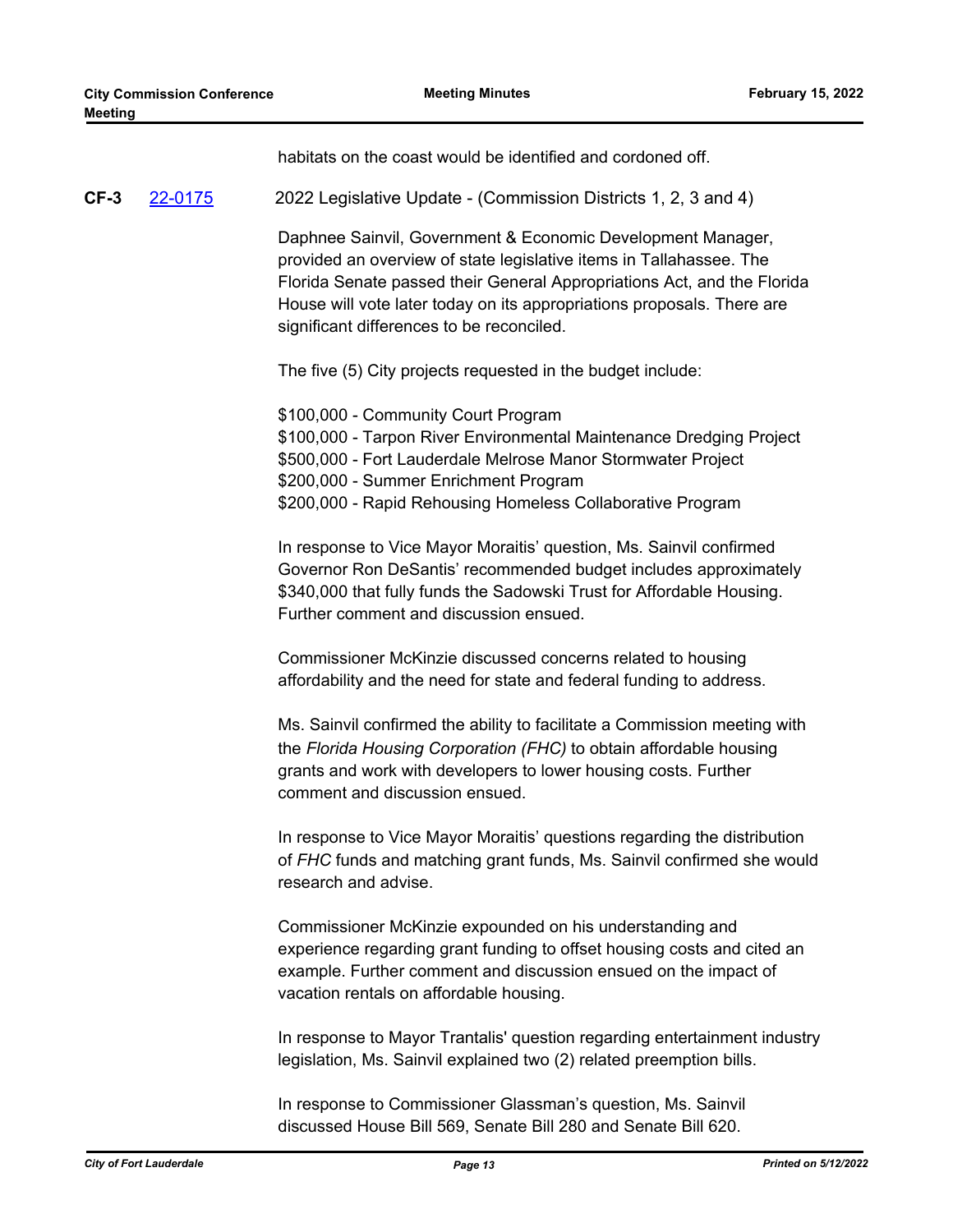habitats on the coast would be identified and cordoned off.

**CF-3** [22-0175](22-0175) 2022 Legislative Update - (Commission Districts 1, 2, 3 and 4)

Daphnee Sainvil, Government & Economic Development Manager, provided an overview of state legislative items in Tallahassee. The Florida Senate passed their General Appropriations Act, and the Florida House will vote later today on its appropriations proposals. There are significant differences to be reconciled.

The five (5) City projects requested in the budget include:

$100,000 - Community Court Program
$100,000 - Tarpon River Environmental Maintenance Dredging Project
$500,000 - Fort Lauderdale Melrose Manor Stormwater Project
$200,000 - Summer Enrichment Program
$200,000 - Rapid Rehousing Homeless Collaborative Program

In response to Vice Mayor Moraitis' question, Ms. Sainvil confirmed Governor Ron DeSantis' recommended budget includes approximately $340,000 that fully funds the Sadowski Trust for Affordable Housing. Further comment and discussion ensued.

Commissioner McKinzie discussed concerns related to housing affordability and the need for state and federal funding to address.

Ms. Sainvil confirmed the ability to facilitate a Commission meeting with the *Florida Housing Corporation (FHC)* to obtain affordable housing grants and work with developers to lower housing costs. Further comment and discussion ensued.

In response to Vice Mayor Moraitis' questions regarding the distribution of *FHC* funds and matching grant funds, Ms. Sainvil confirmed she would research and advise.

Commissioner McKinzie expounded on his understanding and experience regarding grant funding to offset housing costs and cited an example. Further comment and discussion ensued on the impact of vacation rentals on affordable housing.

In response to Mayor Trantalis' question regarding entertainment industry legislation, Ms. Sainvil explained two (2) related preemption bills.

In response to Commissioner Glassman's question, Ms. Sainvil discussed House Bill 569, Senate Bill 280 and Senate Bill 620.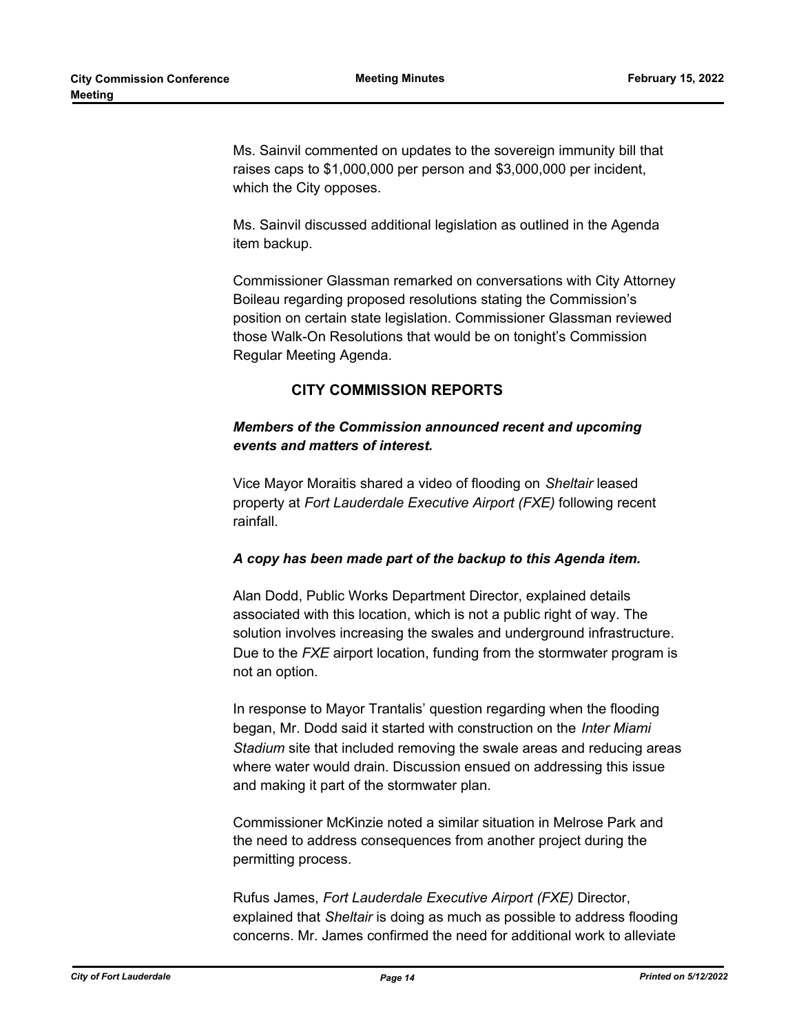Ms. Sainvil commented on updates to the sovereign immunity bill that raises caps to $1,000,000 per person and $3,000,000 per incident, which the City opposes.

Ms. Sainvil discussed additional legislation as outlined in the Agenda item backup.

Commissioner Glassman remarked on conversations with City Attorney Boileau regarding proposed resolutions stating the Commission's position on certain state legislation. Commissioner Glassman reviewed those Walk-On Resolutions that would be on tonight's Commission Regular Meeting Agenda.

## CITY COMMISSION REPORTS

***Members of the Commission announced recent and upcoming events and matters of interest.***

Vice Mayor Moraitis shared a video of flooding on *Sheltair* leased property at *Fort Lauderdale Executive Airport (FXE)* following recent rainfall.

***A copy has been made part of the backup to this Agenda item.***

Alan Dodd, Public Works Department Director, explained details associated with this location, which is not a public right of way. The solution involves increasing the swales and underground infrastructure. Due to the *FXE* airport location, funding from the stormwater program is not an option.

In response to Mayor Trantalis' question regarding when the flooding began, Mr. Dodd said it started with construction on the *Inter Miami Stadium* site that included removing the swale areas and reducing areas where water would drain. Discussion ensued on addressing this issue and making it part of the stormwater plan.

Commissioner McKinzie noted a similar situation in Melrose Park and the need to address consequences from another project during the permitting process.

Rufus James, *Fort Lauderdale Executive Airport (FXE)* Director, explained that *Sheltair* is doing as much as possible to address flooding concerns. Mr. James confirmed the need for additional work to alleviate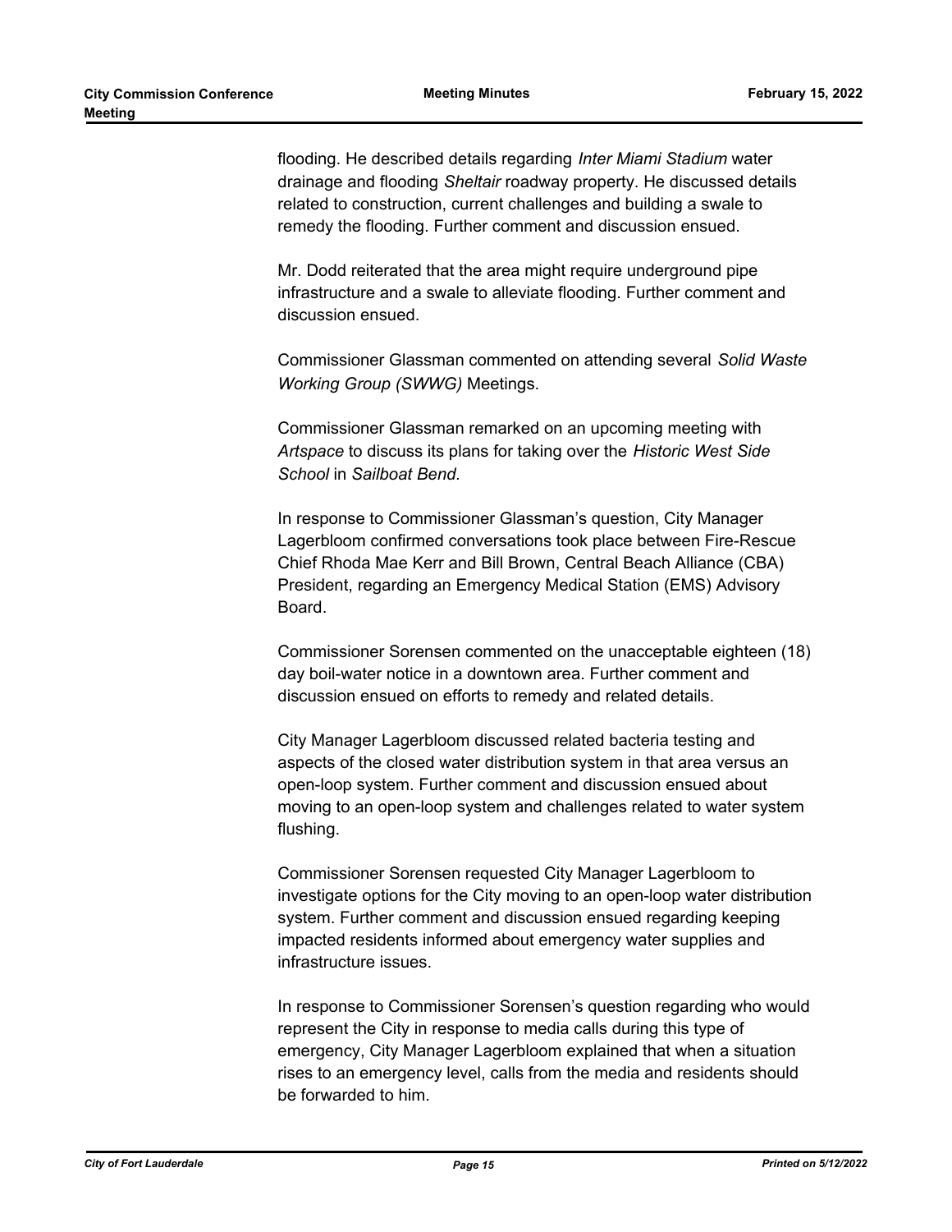flooding. He described details regarding *Inter Miami Stadium* water drainage and flooding *Sheltair* roadway property. He discussed details related to construction, current challenges and building a swale to remedy the flooding. Further comment and discussion ensued.

Mr. Dodd reiterated that the area might require underground pipe infrastructure and a swale to alleviate flooding. Further comment and discussion ensued.

Commissioner Glassman commented on attending several *Solid Waste Working Group (SWWG)* Meetings.

Commissioner Glassman remarked on an upcoming meeting with *Artspace* to discuss its plans for taking over the *Historic West Side School* in *Sailboat Bend.*

In response to Commissioner Glassman's question, City Manager Lagerbloom confirmed conversations took place between Fire-Rescue Chief Rhoda Mae Kerr and Bill Brown, Central Beach Alliance (CBA) President, regarding an Emergency Medical Station (EMS) Advisory Board.

Commissioner Sorensen commented on the unacceptable eighteen (18) day boil-water notice in a downtown area. Further comment and discussion ensued on efforts to remedy and related details.

City Manager Lagerbloom discussed related bacteria testing and aspects of the closed water distribution system in that area versus an open-loop system. Further comment and discussion ensued about moving to an open-loop system and challenges related to water system flushing.

Commissioner Sorensen requested City Manager Lagerbloom to investigate options for the City moving to an open-loop water distribution system. Further comment and discussion ensued regarding keeping impacted residents informed about emergency water supplies and infrastructure issues.

In response to Commissioner Sorensen's question regarding who would represent the City in response to media calls during this type of emergency, City Manager Lagerbloom explained that when a situation rises to an emergency level, calls from the media and residents should be forwarded to him.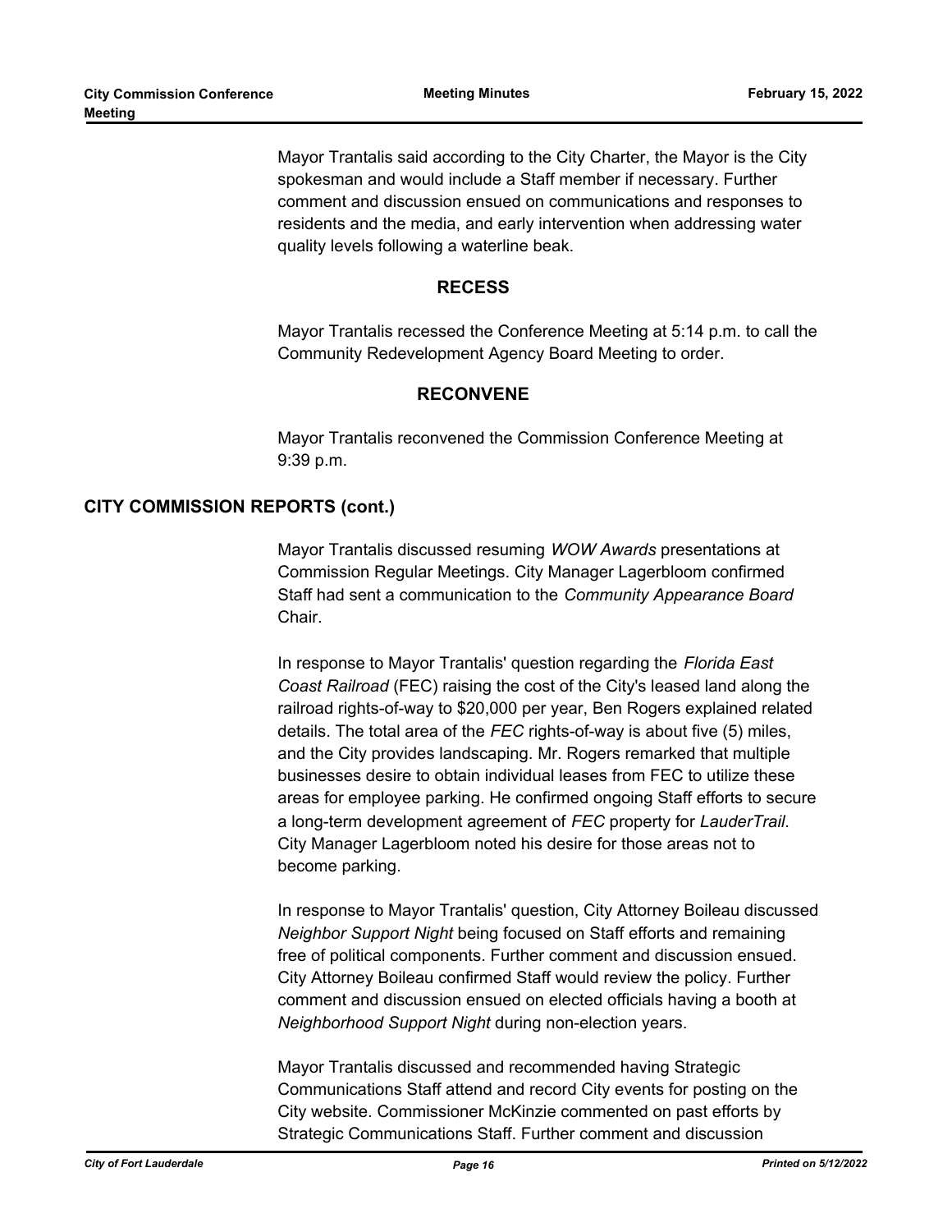Mayor Trantalis said according to the City Charter, the Mayor is the City spokesman and would include a Staff member if necessary. Further comment and discussion ensued on communications and responses to residents and the media, and early intervention when addressing water quality levels following a waterline beak.

### RECESS

Mayor Trantalis recessed the Conference Meeting at 5:14 p.m. to call the Community Redevelopment Agency Board Meeting to order.

### RECONVENE

Mayor Trantalis reconvened the Commission Conference Meeting at 9:39 p.m.

## CITY COMMISSION REPORTS (cont.)

Mayor Trantalis discussed resuming *WOW Awards* presentations at Commission Regular Meetings. City Manager Lagerbloom confirmed Staff had sent a communication to the *Community Appearance Board* Chair.

In response to Mayor Trantalis' question regarding the *Florida East Coast Railroad* (FEC) raising the cost of the City's leased land along the railroad rights-of-way to $20,000 per year, Ben Rogers explained related details. The total area of the *FEC* rights-of-way is about five (5) miles, and the City provides landscaping. Mr. Rogers remarked that multiple businesses desire to obtain individual leases from FEC to utilize these areas for employee parking. He confirmed ongoing Staff efforts to secure a long-term development agreement of *FEC* property for *LauderTrail*. City Manager Lagerbloom noted his desire for those areas not to become parking.

In response to Mayor Trantalis' question, City Attorney Boileau discussed *Neighbor Support Night* being focused on Staff efforts and remaining free of political components. Further comment and discussion ensued. City Attorney Boileau confirmed Staff would review the policy. Further comment and discussion ensued on elected officials having a booth at *Neighborhood Support Night* during non-election years.

Mayor Trantalis discussed and recommended having Strategic Communications Staff attend and record City events for posting on the City website. Commissioner McKinzie commented on past efforts by Strategic Communications Staff. Further comment and discussion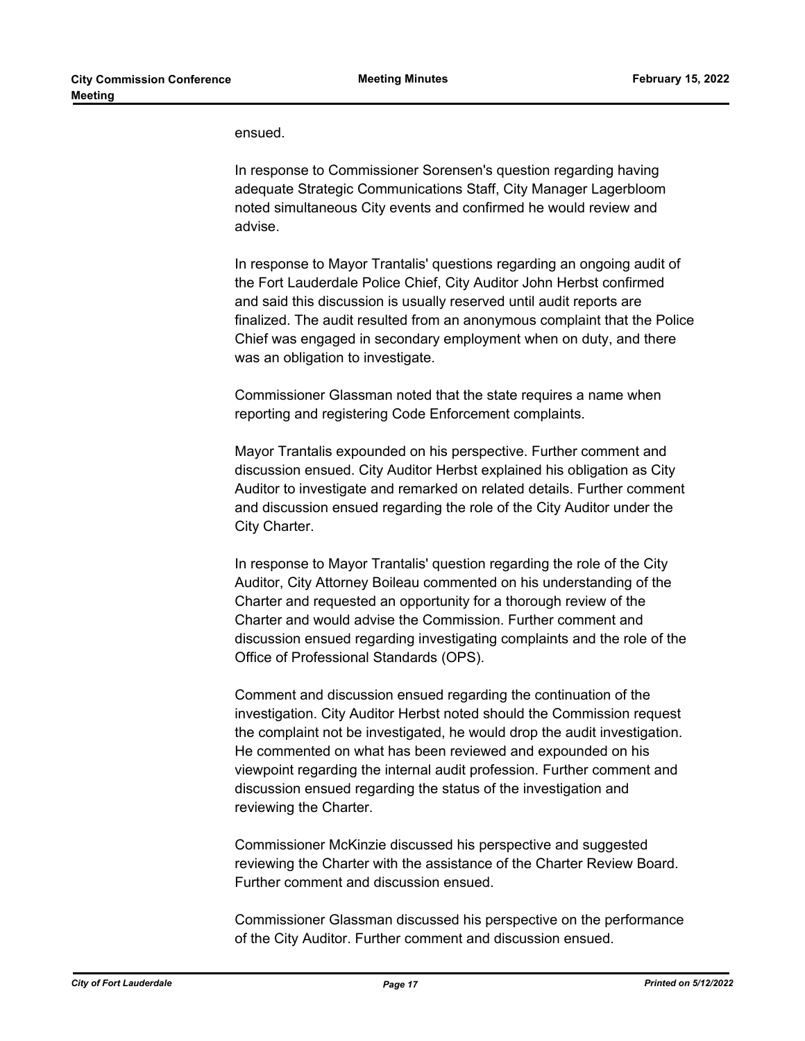ensued.

In response to Commissioner Sorensen's question regarding having adequate Strategic Communications Staff, City Manager Lagerbloom noted simultaneous City events and confirmed he would review and advise.

In response to Mayor Trantalis' questions regarding an ongoing audit of the Fort Lauderdale Police Chief, City Auditor John Herbst confirmed and said this discussion is usually reserved until audit reports are finalized. The audit resulted from an anonymous complaint that the Police Chief was engaged in secondary employment when on duty, and there was an obligation to investigate.

Commissioner Glassman noted that the state requires a name when reporting and registering Code Enforcement complaints.

Mayor Trantalis expounded on his perspective. Further comment and discussion ensued. City Auditor Herbst explained his obligation as City Auditor to investigate and remarked on related details. Further comment and discussion ensued regarding the role of the City Auditor under the City Charter.

In response to Mayor Trantalis' question regarding the role of the City Auditor, City Attorney Boileau commented on his understanding of the Charter and requested an opportunity for a thorough review of the Charter and would advise the Commission. Further comment and discussion ensued regarding investigating complaints and the role of the Office of Professional Standards (OPS).

Comment and discussion ensued regarding the continuation of the investigation. City Auditor Herbst noted should the Commission request the complaint not be investigated, he would drop the audit investigation. He commented on what has been reviewed and expounded on his viewpoint regarding the internal audit profession. Further comment and discussion ensued regarding the status of the investigation and reviewing the Charter.

Commissioner McKinzie discussed his perspective and suggested reviewing the Charter with the assistance of the Charter Review Board. Further comment and discussion ensued.

Commissioner Glassman discussed his perspective on the performance of the City Auditor. Further comment and discussion ensued.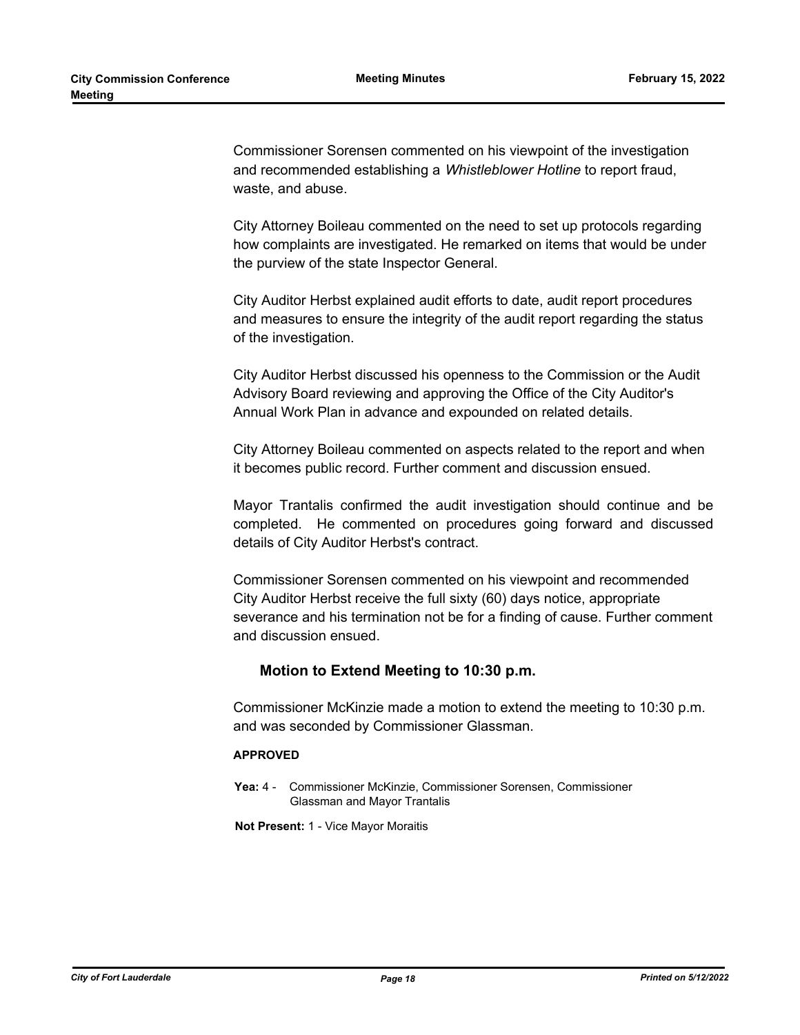Commissioner Sorensen commented on his viewpoint of the investigation and recommended establishing a *Whistleblower Hotline* to report fraud, waste, and abuse.

City Attorney Boileau commented on the need to set up protocols regarding how complaints are investigated. He remarked on items that would be under the purview of the state Inspector General.

City Auditor Herbst explained audit efforts to date, audit report procedures and measures to ensure the integrity of the audit report regarding the status of the investigation.

City Auditor Herbst discussed his openness to the Commission or the Audit Advisory Board reviewing and approving the Office of the City Auditor's Annual Work Plan in advance and expounded on related details.

City Attorney Boileau commented on aspects related to the report and when it becomes public record. Further comment and discussion ensued.

Mayor Trantalis confirmed the audit investigation should continue and be completed. He commented on procedures going forward and discussed details of City Auditor Herbst's contract.

Commissioner Sorensen commented on his viewpoint and recommended City Auditor Herbst receive the full sixty (60) days notice, appropriate severance and his termination not be for a finding of cause. Further comment and discussion ensued.

### Motion to Extend Meeting to 10:30 p.m.

Commissioner McKinzie made a motion to extend the meeting to 10:30 p.m. and was seconded by Commissioner Glassman.

**APPROVED**

**Yea:** 4 - Commissioner McKinzie, Commissioner Sorensen, Commissioner Glassman and Mayor Trantalis

**Not Present:** 1 - Vice Mayor Moraitis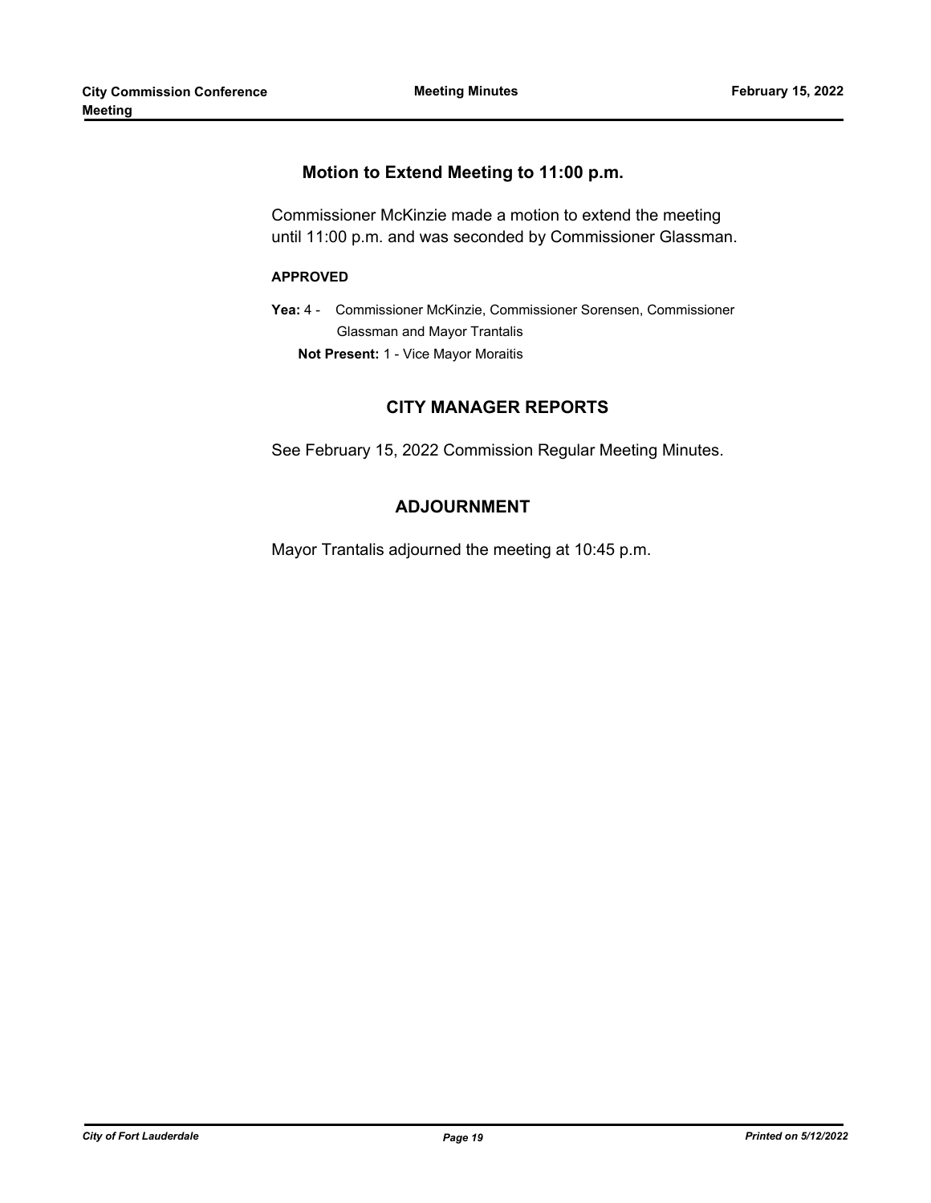### Motion to Extend Meeting to 11:00 p.m.

Commissioner McKinzie made a motion to extend the meeting until 11:00 p.m. and was seconded by Commissioner Glassman.

**APPROVED**

**Yea:** 4 - Commissioner McKinzie, Commissioner Sorensen, Commissioner Glassman and Mayor Trantalis

**Not Present:** 1 - Vice Mayor Moraitis

## CITY MANAGER REPORTS

See February 15, 2022 Commission Regular Meeting Minutes.

## ADJOURNMENT

Mayor Trantalis adjourned the meeting at 10:45 p.m.